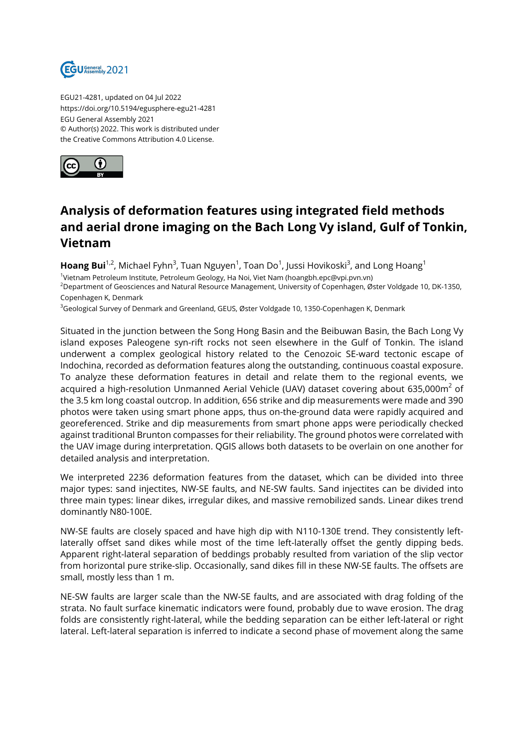EGU21-4281, updated on 04 Jul 2022
https://doi.org/10.5194/egusphere-egu21-4281
EGU General Assembly 2021
© Author(s) 2022. This work is distributed under
the Creative Commons Attribution 4.0 License.

# Analysis of deformation features using integrated field methods and aerial drone imaging on the Bach Long Vy island, Gulf of Tonkin, Vietnam

**Hoang Bui**[1,2], Michael Fyhn[3], Tuan Nguyen[1], Toan Do[1], Jussi Hovikoski[3], and Long Hoang[1]

[1]Vietnam Petroleum Institute, Petroleum Geology, Ha Noi, Viet Nam (hoangbh.epc@vpi.pvn.vn)
[2]Department of Geosciences and Natural Resource Management, University of Copenhagen, Øster Voldgade 10, DK-1350, Copenhagen K, Denmark
[3]Geological Survey of Denmark and Greenland, GEUS, Øster Voldgade 10, 1350-Copenhagen K, Denmark

Situated in the junction between the Song Hong Basin and the Beibuwan Basin, the Bach Long Vy island exposes Paleogene syn-rift rocks not seen elsewhere in the Gulf of Tonkin. The island underwent a complex geological history related to the Cenozoic SE-ward tectonic escape of Indochina, recorded as deformation features along the outstanding, continuous coastal exposure. To analyze these deformation features in detail and relate them to the regional events, we acquired a high-resolution Unmanned Aerial Vehicle (UAV) dataset covering about 635,000m$^2$ of the 3.5 km long coastal outcrop. In addition, 656 strike and dip measurements were made and 390 photos were taken using smart phone apps, thus on-the-ground data were rapidly acquired and georeferenced. Strike and dip measurements from smart phone apps were periodically checked against traditional Brunton compasses for their reliability. The ground photos were correlated with the UAV image during interpretation. QGIS allows both datasets to be overlain on one another for detailed analysis and interpretation.

We interpreted 2236 deformation features from the dataset, which can be divided into three major types: sand injectites, NW-SE faults, and NE-SW faults. Sand injectites can be divided into three main types: linear dikes, irregular dikes, and massive remobilized sands. Linear dikes trend dominantly N80-100E.

NW-SE faults are closely spaced and have high dip with N110-130E trend. They consistently left-laterally offset sand dikes while most of the time left-laterally offset the gently dipping beds. Apparent right-lateral separation of beddings probably resulted from variation of the slip vector from horizontal pure strike-slip. Occasionally, sand dikes fill in these NW-SE faults. The offsets are small, mostly less than 1 m.

NE-SW faults are larger scale than the NW-SE faults, and are associated with drag folding of the strata. No fault surface kinematic indicators were found, probably due to wave erosion. The drag folds are consistently right-lateral, while the bedding separation can be either left-lateral or right lateral. Left-lateral separation is inferred to indicate a second phase of movement along the same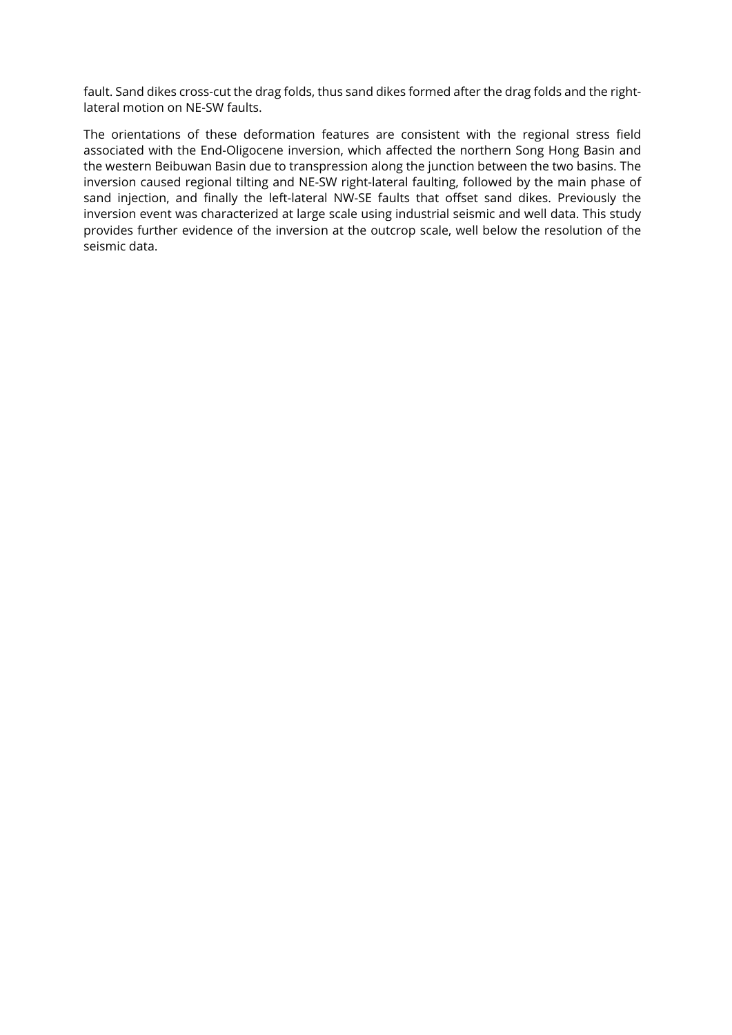fault. Sand dikes cross-cut the drag folds, thus sand dikes formed after the drag folds and the right-lateral motion on NE-SW faults.

The orientations of these deformation features are consistent with the regional stress field associated with the End-Oligocene inversion, which affected the northern Song Hong Basin and the western Beibuwan Basin due to transpression along the junction between the two basins. The inversion caused regional tilting and NE-SW right-lateral faulting, followed by the main phase of sand injection, and finally the left-lateral NW-SE faults that offset sand dikes. Previously the inversion event was characterized at large scale using industrial seismic and well data. This study provides further evidence of the inversion at the outcrop scale, well below the resolution of the seismic data.